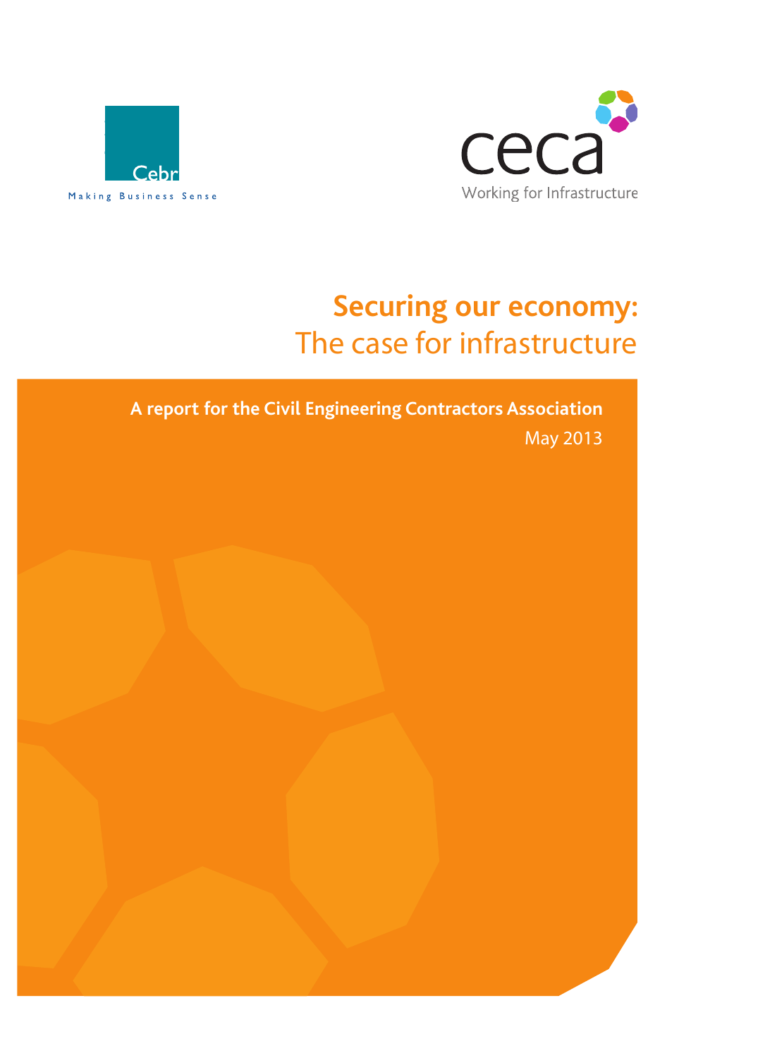Cebr

Making Business Sense

ceca

Working for Infrastructure

# Securing our economy: The case for infrastructure

**A report for the Civil Engineering Contractors Association**

May 2013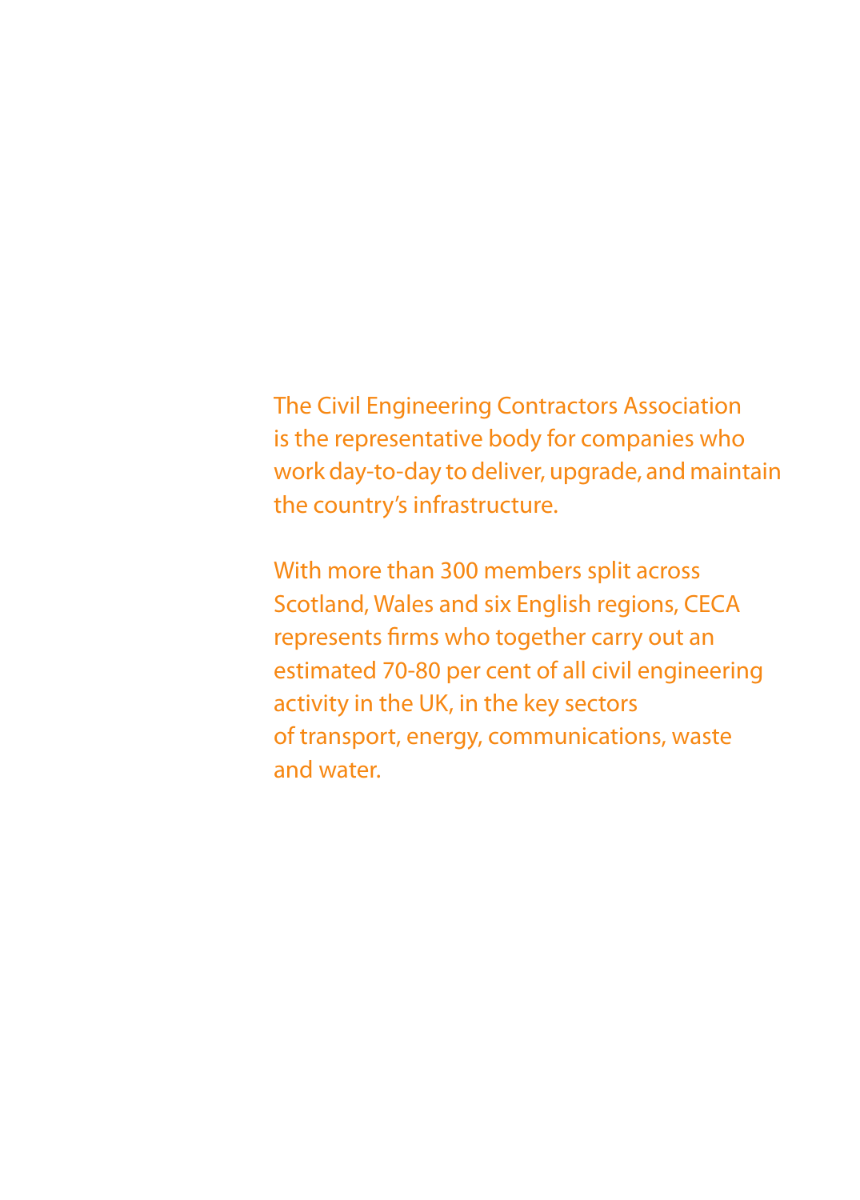The Civil Engineering Contractors Association is the representative body for companies who work day-to-day to deliver, upgrade, and maintain the country's infrastructure.

With more than 300 members split across Scotland, Wales and six English regions, CECA represents firms who together carry out an estimated 70-80 per cent of all civil engineering activity in the UK, in the key sectors of transport, energy, communications, waste and water.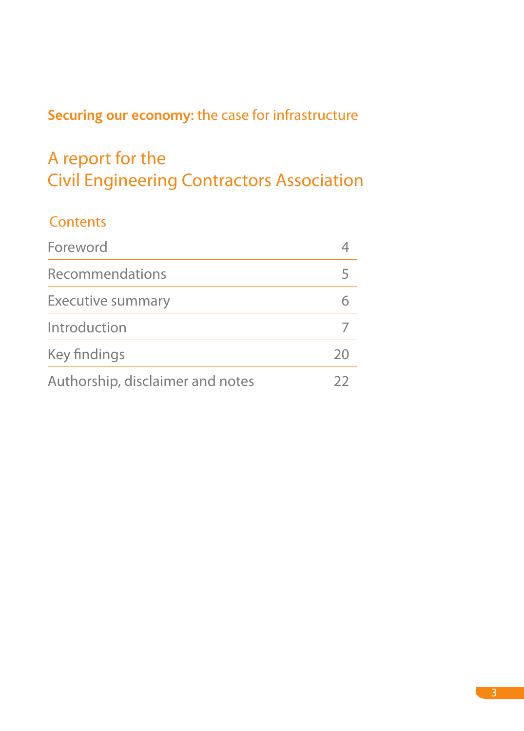**Securing our economy:** the case for infrastructure

# A report for the Civil Engineering Contractors Association

## Contents

| | |
|---|---|
| Foreword | 4 |
| Recommendations | 5 |
| Executive summary | 6 |
| Introduction | 7 |
| Key findings | 20 |
| Authorship, disclaimer and notes | 22 |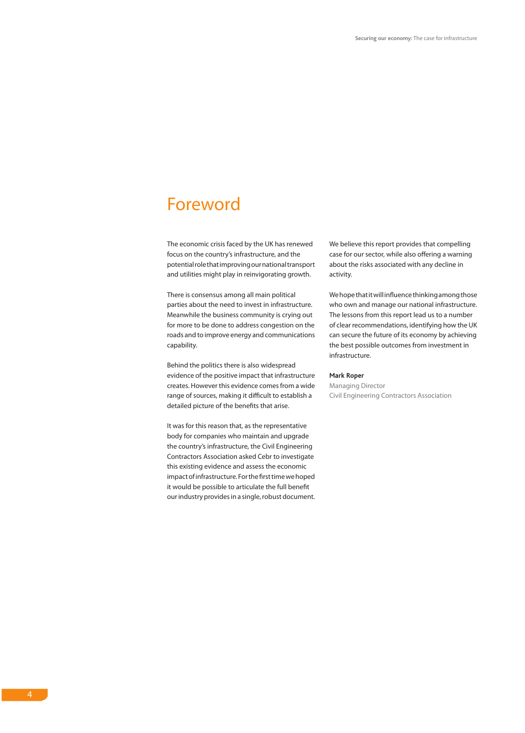# Foreword

The economic crisis faced by the UK has renewed focus on the country's infrastructure, and the potential role that improving our national transport and utilities might play in reinvigorating growth.

There is consensus among all main political parties about the need to invest in infrastructure. Meanwhile the business community is crying out for more to be done to address congestion on the roads and to improve energy and communications capability.

Behind the politics there is also widespread evidence of the positive impact that infrastructure creates. However this evidence comes from a wide range of sources, making it difficult to establish a detailed picture of the benefits that arise.

It was for this reason that, as the representative body for companies who maintain and upgrade the country's infrastructure, the Civil Engineering Contractors Association asked Cebr to investigate this existing evidence and assess the economic impact of infrastructure. For the first time we hoped it would be possible to articulate the full benefit our industry provides in a single, robust document.

We believe this report provides that compelling case for our sector, while also offering a warning about the risks associated with any decline in activity.

We hope that it will influence thinking among those who own and manage our national infrastructure. The lessons from this report lead us to a number of clear recommendations, identifying how the UK can secure the future of its economy by achieving the best possible outcomes from investment in infrastructure.

**Mark Roper**
Managing Director
Civil Engineering Contractors Association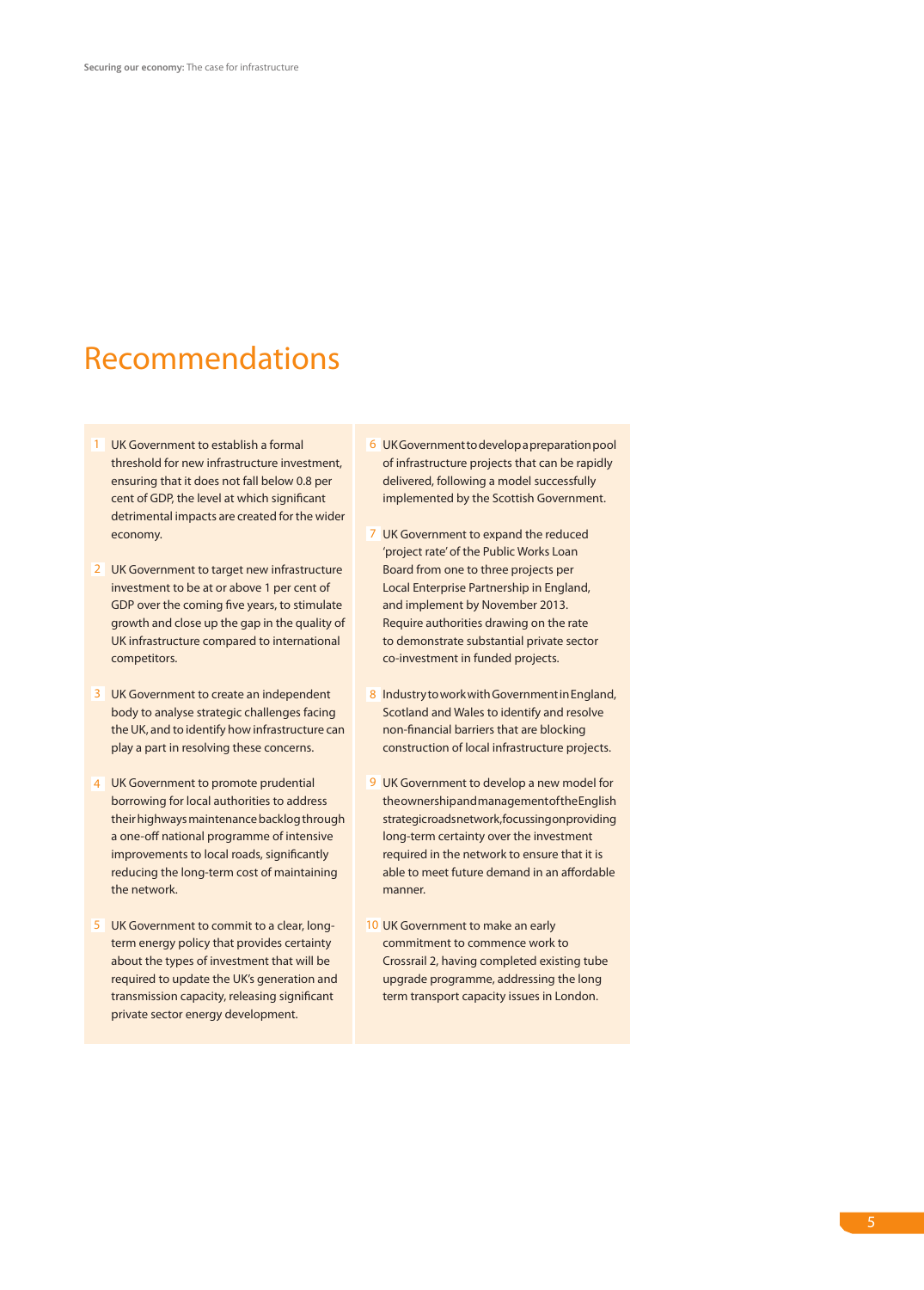# Recommendations

1. UK Government to establish a formal threshold for new infrastructure investment, ensuring that it does not fall below 0.8 per cent of GDP, the level at which significant detrimental impacts are created for the wider economy.
2. UK Government to target new infrastructure investment to be at or above 1 per cent of GDP over the coming five years, to stimulate growth and close up the gap in the quality of UK infrastructure compared to international competitors.
3. UK Government to create an independent body to analyse strategic challenges facing the UK, and to identify how infrastructure can play a part in resolving these concerns.
4. UK Government to promote prudential borrowing for local authorities to address their highways maintenance backlog through a one-off national programme of intensive improvements to local roads, significantly reducing the long-term cost of maintaining the network.
5. UK Government to commit to a clear, long-term energy policy that provides certainty about the types of investment that will be required to update the UK's generation and transmission capacity, releasing significant private sector energy development.
6. UK Government to develop a preparation pool of infrastructure projects that can be rapidly delivered, following a model successfully implemented by the Scottish Government.
7. UK Government to expand the reduced 'project rate' of the Public Works Loan Board from one to three projects per Local Enterprise Partnership in England, and implement by November 2013. Require authorities drawing on the rate to demonstrate substantial private sector co-investment in funded projects.
8. Industry to work with Government in England, Scotland and Wales to identify and resolve non-financial barriers that are blocking construction of local infrastructure projects.
9. UK Government to develop a new model for the ownership and management of the English strategic roads network, focussing on providing long-term certainty over the investment required in the network to ensure that it is able to meet future demand in an affordable manner.
10. UK Government to make an early commitment to commence work to Crossrail 2, having completed existing tube upgrade programme, addressing the long term transport capacity issues in London.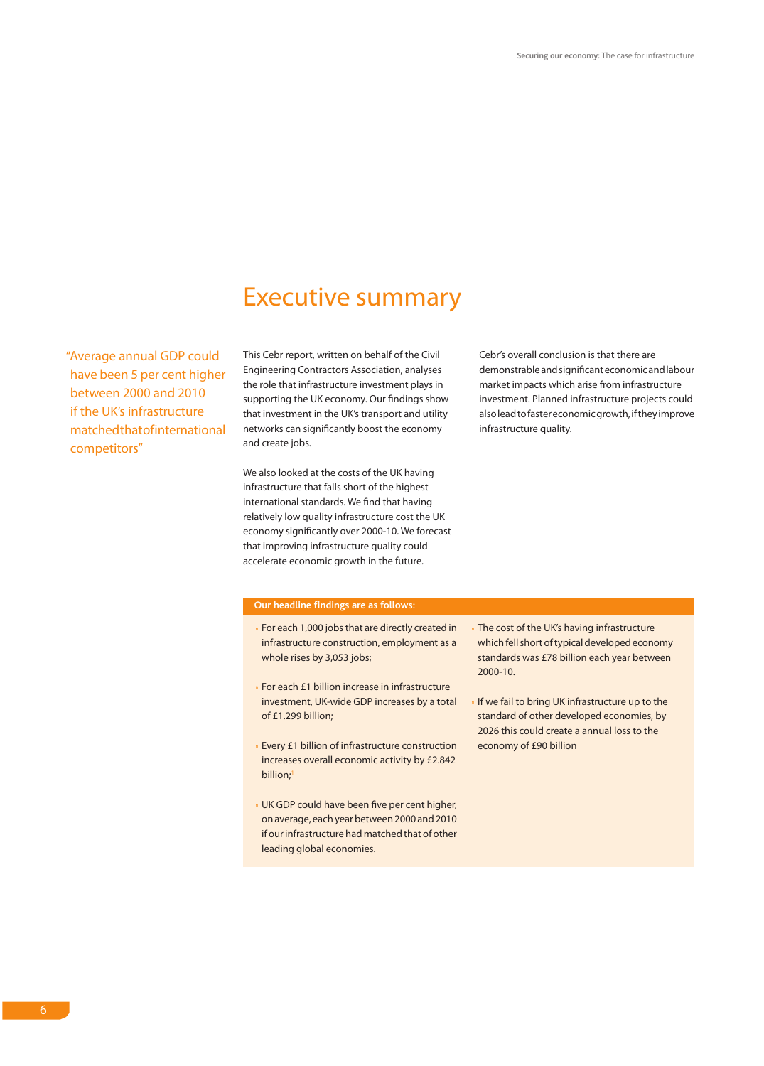# Executive summary

"Average annual GDP could have been 5 per cent higher between 2000 and 2010 if the UK's infrastructure matchedthatofinternational competitors"

This Cebr report, written on behalf of the Civil Engineering Contractors Association, analyses the role that infrastructure investment plays in supporting the UK economy. Our findings show that investment in the UK's transport and utility networks can significantly boost the economy and create jobs.

We also looked at the costs of the UK having infrastructure that falls short of the highest international standards. We find that having relatively low quality infrastructure cost the UK economy significantly over 2000-10. We forecast that improving infrastructure quality could accelerate economic growth in the future.

Cebr's overall conclusion is that there are demonstrable and significant economic and labour market impacts which arise from infrastructure investment. Planned infrastructure projects could also lead to faster economic growth, if they improve infrastructure quality.

**Our headline findings are as follows:**

- For each 1,000 jobs that are directly created in infrastructure construction, employment as a whole rises by 3,053 jobs;
- For each £1 billion increase in infrastructure investment, UK-wide GDP increases by a total of £1.299 billion;
- Every £1 billion of infrastructure construction increases overall economic activity by £2.842 billion;[1]
- UK GDP could have been five per cent higher, on average, each year between 2000 and 2010 if our infrastructure had matched that of other leading global economies.
- The cost of the UK's having infrastructure which fell short of typical developed economy standards was £78 billion each year between 2000-10.
- If we fail to bring UK infrastructure up to the standard of other developed economies, by 2026 this could create a annual loss to the economy of £90 billion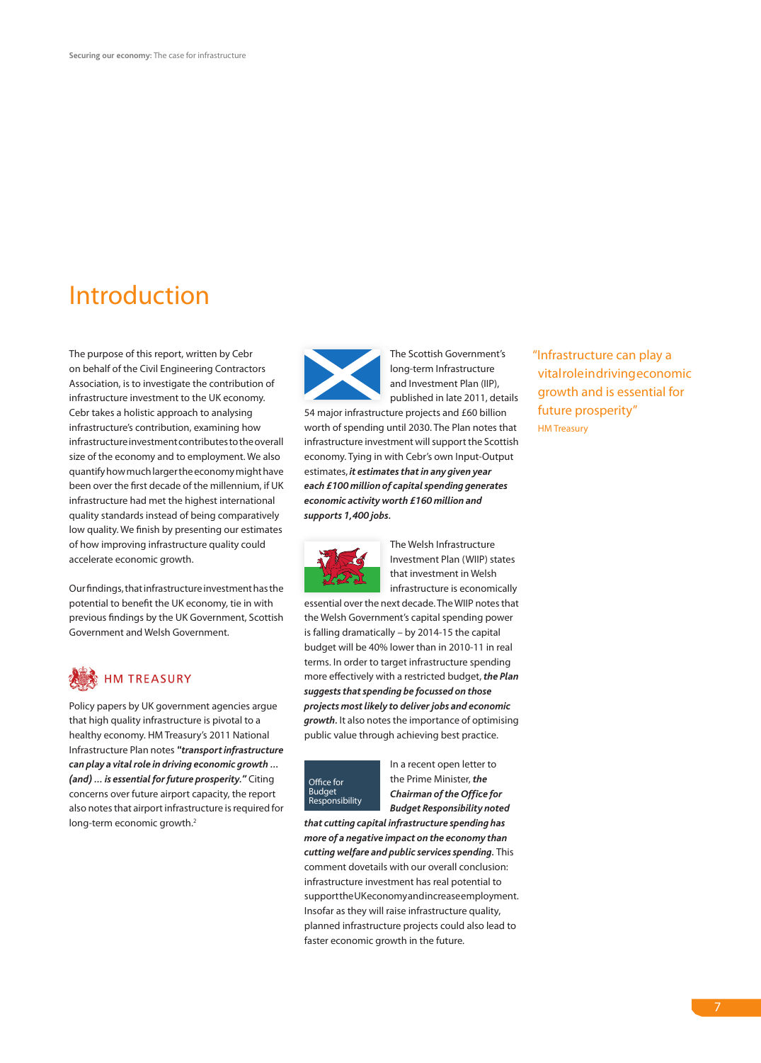# Introduction

The purpose of this report, written by Cebr on behalf of the Civil Engineering Contractors Association, is to investigate the contribution of infrastructure investment to the UK economy. Cebr takes a holistic approach to analysing infrastructure's contribution, examining how infrastructure investment contributes to the overall size of the economy and to employment. We also quantify how much larger the economy might have been over the first decade of the millennium, if UK infrastructure had met the highest international quality standards instead of being comparatively low quality. We finish by presenting our estimates of how improving infrastructure quality could accelerate economic growth.

Our findings, that infrastructure investment has the potential to benefit the UK economy, tie in with previous findings by the UK Government, Scottish Government and Welsh Government.

HM TREASURY

Policy papers by UK government agencies argue that high quality infrastructure is pivotal to a healthy economy. HM Treasury's 2011 National Infrastructure Plan notes ***"transport infrastructure can play a vital role in driving economic growth … (and) … is essential for future prosperity."*** Citing concerns over future airport capacity, the report also notes that airport infrastructure is required for long-term economic growth.[2]

The Scottish Government's long-term Infrastructure and Investment Plan (IIP), published in late 2011, details 54 major infrastructure projects and £60 billion worth of spending until 2030. The Plan notes that infrastructure investment will support the Scottish economy. Tying in with Cebr's own Input-Output estimates, ***it estimates that in any given year each £100 million of capital spending generates economic activity worth £160 million and supports 1,400 jobs.***

The Welsh Infrastructure Investment Plan (WIIP) states that investment in Welsh infrastructure is economically essential over the next decade. The WIIP notes that the Welsh Government's capital spending power is falling dramatically – by 2014-15 the capital budget will be 40% lower than in 2010-11 in real terms. In order to target infrastructure spending more effectively with a restricted budget, ***the Plan suggests that spending be focussed on those projects most likely to deliver jobs and economic growth***. It also notes the importance of optimising public value through achieving best practice.

Office for Budget Responsibility

In a recent open letter to the Prime Minister, ***the Chairman of the Office for Budget Responsibility noted that cutting capital infrastructure spending has more of a negative impact on the economy than cutting welfare and public services spending***. This comment dovetails with our overall conclusion: infrastructure investment has real potential to support the UK economy and increase employment. Insofar as they will raise infrastructure quality, planned infrastructure projects could also lead to faster economic growth in the future.

"Infrastructure can play a vital role in driving economic growth and is essential for future prosperity"
HM Treasury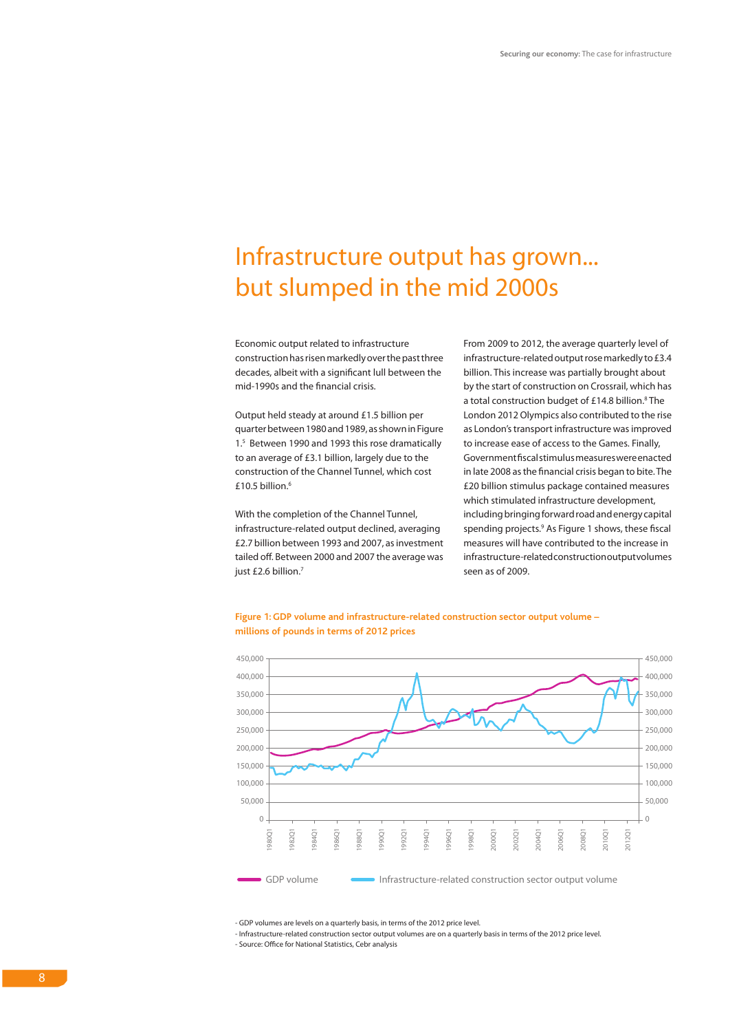# Infrastructure output has grown... but slumped in the mid 2000s

Economic output related to infrastructure construction has risen markedly over the past three decades, albeit with a significant lull between the mid-1990s and the financial crisis.

Output held steady at around £1.5 billion per quarter between 1980 and 1989, as shown in Figure 1.[5] Between 1990 and 1993 this rose dramatically to an average of £3.1 billion, largely due to the construction of the Channel Tunnel, which cost £10.5 billion.[6]

With the completion of the Channel Tunnel, infrastructure-related output declined, averaging £2.7 billion between 1993 and 2007, as investment tailed off. Between 2000 and 2007 the average was just £2.6 billion.[7]

From 2009 to 2012, the average quarterly level of infrastructure-related output rose markedly to £3.4 billion. This increase was partially brought about by the start of construction on Crossrail, which has a total construction budget of £14.8 billion.[8] The London 2012 Olympics also contributed to the rise as London's transport infrastructure was improved to increase ease of access to the Games. Finally, Government fiscal stimulus measures were enacted in late 2008 as the financial crisis began to bite. The £20 billion stimulus package contained measures which stimulated infrastructure development, including bringing forward road and energy capital spending projects.[9] As Figure 1 shows, these fiscal measures will have contributed to the increase in infrastructure-related construction output volumes seen as of 2009.

**Figure 1: GDP volume and infrastructure-related construction sector output volume – millions of pounds in terms of 2012 prices**

- GDP volumes are levels on a quarterly basis, in terms of the 2012 price level.
- Infrastructure-related construction sector output volumes are on a quarterly basis in terms of the 2012 price level.
- Source: Office for National Statistics, Cebr analysis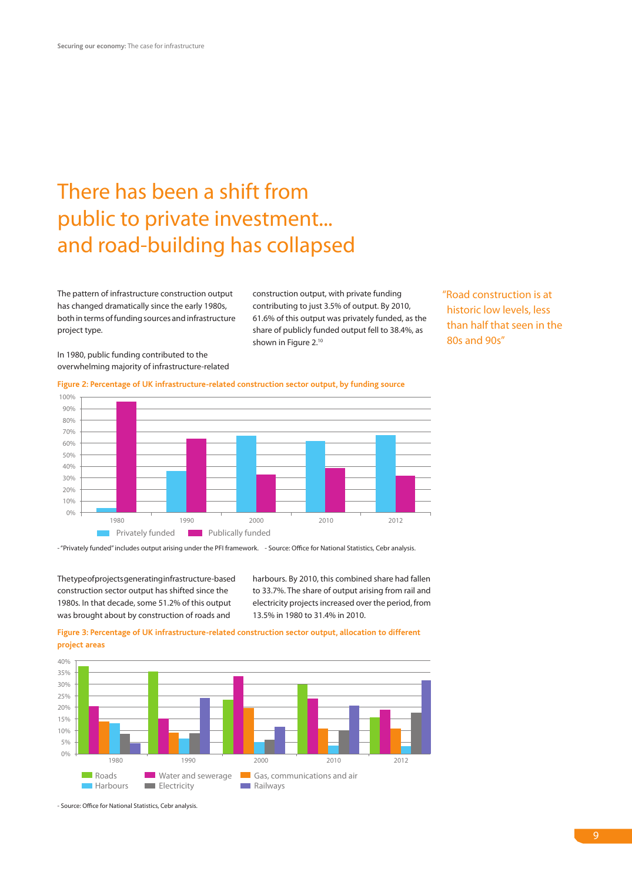# There has been a shift from public to private investment... and road-building has collapsed

The pattern of infrastructure construction output has changed dramatically since the early 1980s, both in terms of funding sources and infrastructure project type.

In 1980, public funding contributed to the overwhelming majority of infrastructure-related construction output, with private funding contributing to just 3.5% of output. By 2010, 61.6% of this output was privately funded, as the share of publicly funded output fell to 38.4%, as shown in Figure 2.[10]

"Road construction is at historic low levels, less than half that seen in the 80s and 90s"

**Figure 2: Percentage of UK infrastructure-related construction sector output, by funding source**

- "Privately funded" includes output arising under the PFI framework. - Source: Office for National Statistics, Cebr analysis.

The type of projects generating infrastructure-based construction sector output has shifted since the 1980s. In that decade, some 51.2% of this output was brought about by construction of roads and harbours. By 2010, this combined share had fallen to 33.7%. The share of output arising from rail and electricity projects increased over the period, from 13.5% in 1980 to 31.4% in 2010.

**Figure 3: Percentage of UK infrastructure-related construction sector output, allocation to different project areas**

- Source: Office for National Statistics, Cebr analysis.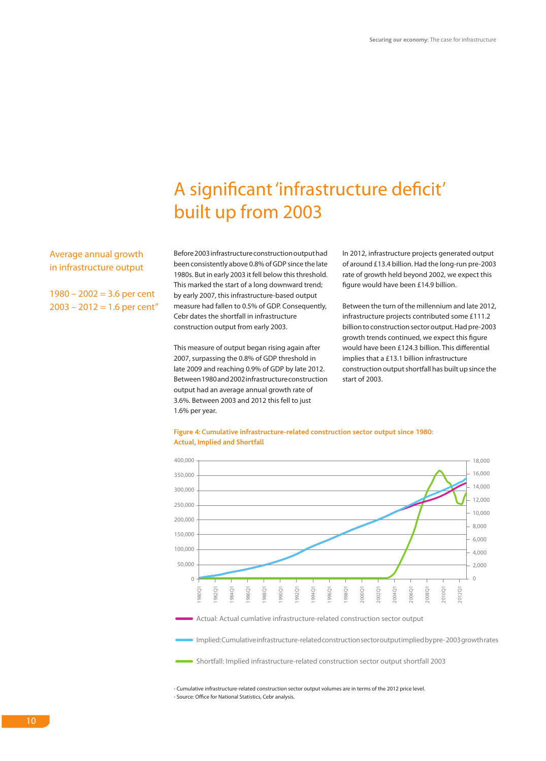# A significant 'infrastructure deficit' built up from 2003

Average annual growth in infrastructure output

1980 – 2002 = 3.6 per cent
2003 – 2012 = 1.6 per cent"

Before 2003 infrastructure construction output had been consistently above 0.8% of GDP since the late 1980s. But in early 2003 it fell below this threshold. This marked the start of a long downward trend; by early 2007, this infrastructure-based output measure had fallen to 0.5% of GDP. Consequently, Cebr dates the shortfall in infrastructure construction output from early 2003.

This measure of output began rising again after 2007, surpassing the 0.8% of GDP threshold in late 2009 and reaching 0.9% of GDP by late 2012. Between 1980 and 2002 infrastructure construction output had an average annual growth rate of 3.6%. Between 2003 and 2012 this fell to just 1.6% per year.

In 2012, infrastructure projects generated output of around £13.4 billion. Had the long-run pre-2003 rate of growth held beyond 2002, we expect this figure would have been £14.9 billion.

Between the turn of the millennium and late 2012, infrastructure projects contributed some £111.2 billion to construction sector output. Had pre-2003 growth trends continued, we expect this figure would have been £124.3 billion. This differential implies that a £13.1 billion infrastructure construction output shortfall has built up since the start of 2003.

**Figure 4: Cumulative infrastructure-related construction sector output since 1980: Actual, Implied and Shortfall**

Actual: Actual cumlative infrastructure-related construction sector output

Implied: Cumulative infrastructure-related construction sector output implied by pre-2003 growth rates

Shortfall: Implied infrastructure-related construction sector output shortfall 2003

- Cumulative infrastructure-related construction sector output volumes are in terms of the 2012 price level.
- Source: Office for National Statistics, Cebr analysis.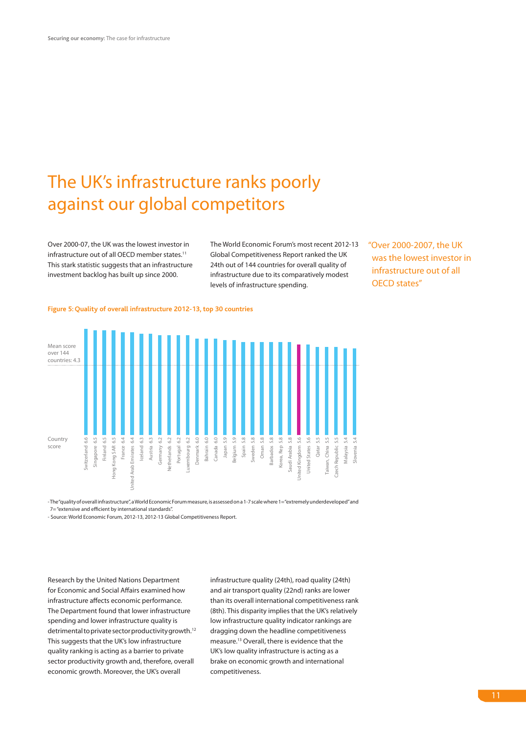# The UK's infrastructure ranks poorly against our global competitors

Over 2000-07, the UK was the lowest investor in infrastructure out of all OECD member states.[11] This stark statistic suggests that an infrastructure investment backlog has built up since 2000.

The World Economic Forum's most recent 2012-13 Global Competitiveness Report ranked the UK 24th out of 144 countries for overall quality of infrastructure due to its comparatively modest levels of infrastructure spending.

"Over 2000-2007, the UK was the lowest investor in infrastructure out of all OECD states"

**Figure 5: Quality of overall infrastructure 2012-13, top 30 countries**

Mean score over 144 countries: 4.3

| Country | Score |
|---|---|
| Switzerland | 6.6 |
| Singapore | 6.5 |
| Finland | 6.5 |
| Hong Kong SAR | 6.5 |
| France | 6.4 |
| United Arab Emirates | 6.4 |
| Iceland | 6.3 |
| Austria | 6.3 |
| Germany | 6.2 |
| Netherlands | 6.2 |
| Portugal | 6.2 |
| Luxembourg | 6.2 |
| Denmark | 6.0 |
| Bahrain | 6.0 |
| Canada | 6.0 |
| Japan | 5.9 |
| Belgium | 5.9 |
| Spain | 5.8 |
| Sweden | 5.8 |
| Oman | 5.8 |
| Barbados | 5.8 |
| Korea, Rep | 5.8 |
| Saudi Arabia | 5.8 |
| United Kingdom | 5.6 |
| United States | 5.6 |
| Qatar | 5.5 |
| Taiwan, China | 5.5 |
| Czech Republic | 5.5 |
| Malaysia | 5.4 |
| Slovenia | 5.4 |

- The "quality of overall infrastructure", a World Economic Forum measure, is assessed on a 1-7 scale where 1="extremely underdeveloped" and 7="extensive and efficient by international standards".
- Source: World Economic Forum, 2012-13, 2012-13 Global Competitiveness Report.

Research by the United Nations Department for Economic and Social Affairs examined how infrastructure affects economic performance. The Department found that lower infrastructure spending and lower infrastructure quality is detrimental to private sector productivity growth.[12] This suggests that the UK's low infrastructure quality ranking is acting as a barrier to private sector productivity growth and, therefore, overall economic growth. Moreover, the UK's overall infrastructure quality (24th), road quality (24th) and air transport quality (22nd) ranks are lower than its overall international competitiveness rank (8th). This disparity implies that the UK's relatively low infrastructure quality indicator rankings are dragging down the headline competitiveness measure.[13] Overall, there is evidence that the UK's low quality infrastructure is acting as a brake on economic growth and international competitiveness.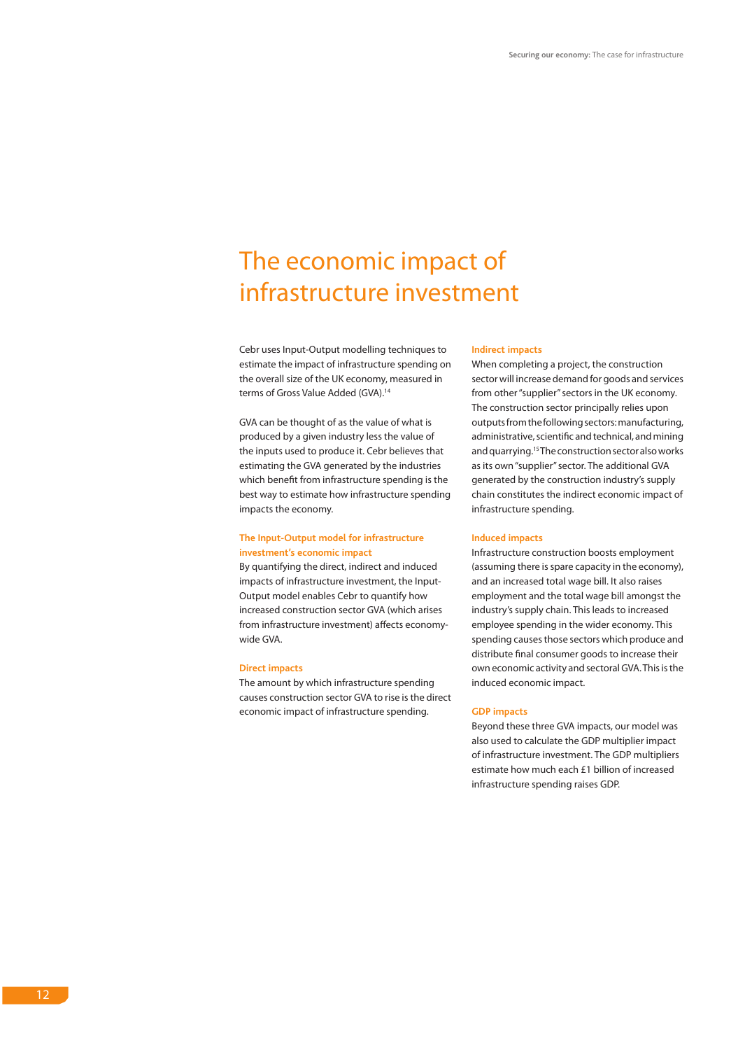# The economic impact of infrastructure investment

Cebr uses Input-Output modelling techniques to estimate the impact of infrastructure spending on the overall size of the UK economy, measured in terms of Gross Value Added (GVA).[14]

GVA can be thought of as the value of what is produced by a given industry less the value of the inputs used to produce it. Cebr believes that estimating the GVA generated by the industries which benefit from infrastructure spending is the best way to estimate how infrastructure spending impacts the economy.

### The Input-Output model for infrastructure investment's economic impact

By quantifying the direct, indirect and induced impacts of infrastructure investment, the Input-Output model enables Cebr to quantify how increased construction sector GVA (which arises from infrastructure investment) affects economy-wide GVA.

### Direct impacts

The amount by which infrastructure spending causes construction sector GVA to rise is the direct economic impact of infrastructure spending.

### Indirect impacts

When completing a project, the construction sector will increase demand for goods and services from other "supplier" sectors in the UK economy. The construction sector principally relies upon outputs from the following sectors: manufacturing, administrative, scientific and technical, and mining and quarrying.[15] The construction sector also works as its own "supplier" sector. The additional GVA generated by the construction industry's supply chain constitutes the indirect economic impact of infrastructure spending.

### Induced impacts

Infrastructure construction boosts employment (assuming there is spare capacity in the economy), and an increased total wage bill. It also raises employment and the total wage bill amongst the industry's supply chain. This leads to increased employee spending in the wider economy. This spending causes those sectors which produce and distribute final consumer goods to increase their own economic activity and sectoral GVA. This is the induced economic impact.

### GDP impacts

Beyond these three GVA impacts, our model was also used to calculate the GDP multiplier impact of infrastructure investment. The GDP multipliers estimate how much each £1 billion of increased infrastructure spending raises GDP.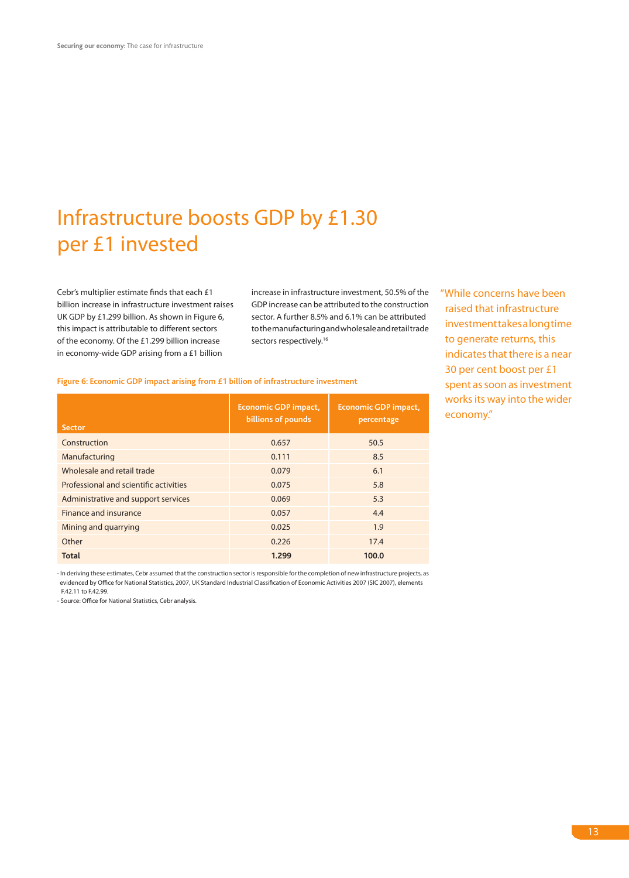# Infrastructure boosts GDP by £1.30 per £1 invested

Cebr's multiplier estimate finds that each £1 billion increase in infrastructure investment raises UK GDP by £1.299 billion. As shown in Figure 6, this impact is attributable to different sectors of the economy. Of the £1.299 billion increase in economy-wide GDP arising from a £1 billion increase in infrastructure investment, 50.5% of the GDP increase can be attributed to the construction sector. A further 8.5% and 6.1% can be attributed to the manufacturing and wholesale and retail trade sectors respectively.[16]

"While concerns have been raised that infrastructure investment takes a long time to generate returns, this indicates that there is a near 30 per cent boost per £1 spent as soon as investment works its way into the wider economy."

**Figure 6: Economic GDP impact arising from £1 billion of infrastructure investment**

| Sector | Economic GDP impact, billions of pounds | Economic GDP impact, percentage |
|---|---|---|
| Construction | 0.657 | 50.5 |
| Manufacturing | 0.111 | 8.5 |
| Wholesale and retail trade | 0.079 | 6.1 |
| Professional and scientific activities | 0.075 | 5.8 |
| Administrative and support services | 0.069 | 5.3 |
| Finance and insurance | 0.057 | 4.4 |
| Mining and quarrying | 0.025 | 1.9 |
| Other | 0.226 | 17.4 |
| **Total** | **1.299** | **100.0** |

- In deriving these estimates, Cebr assumed that the construction sector is responsible for the completion of new infrastructure projects, as evidenced by Office for National Statistics, 2007, UK Standard Industrial Classification of Economic Activities 2007 (SIC 2007), elements F.42.11 to F.42.99.
- Source: Office for National Statistics, Cebr analysis.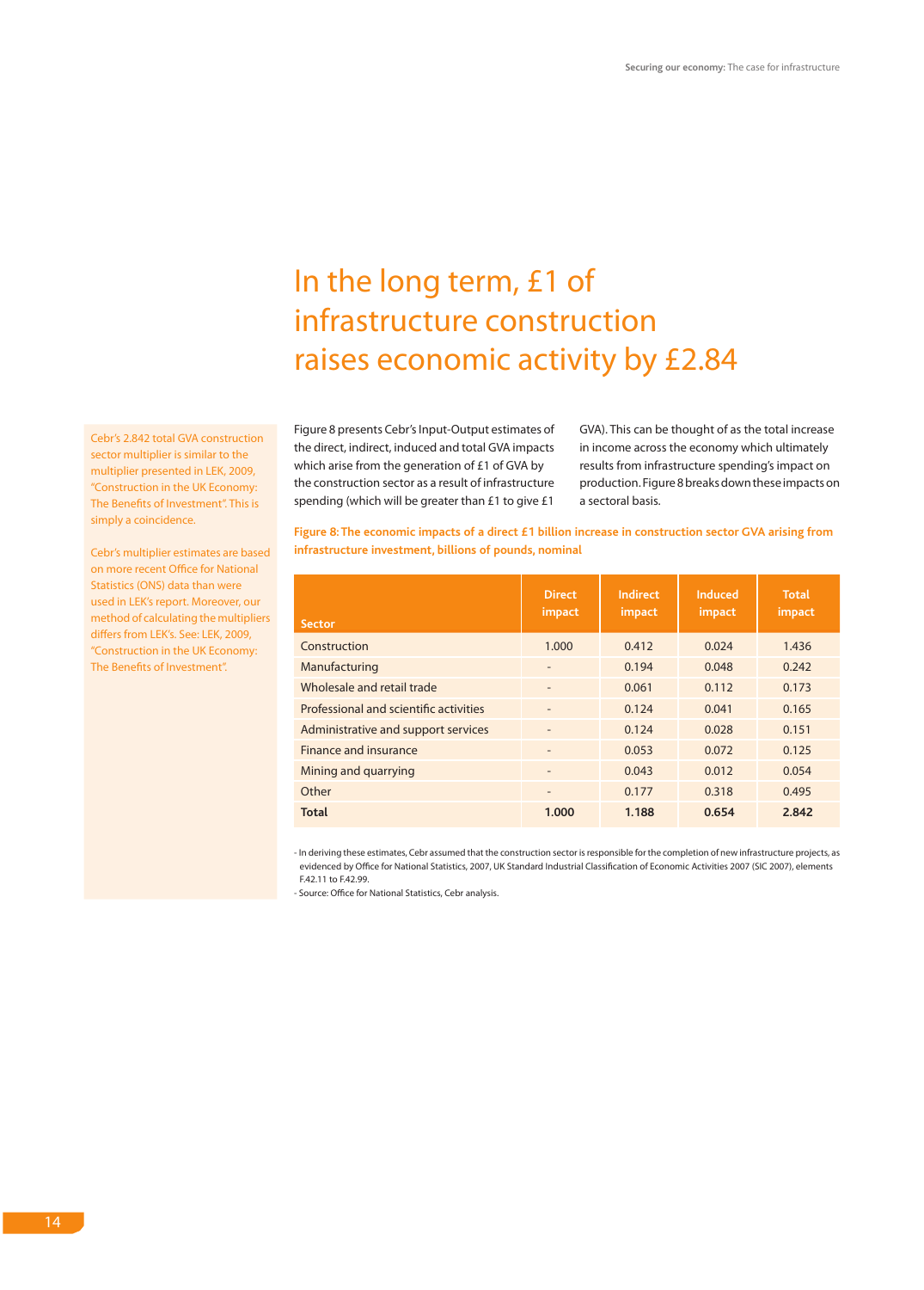# In the long term, £1 of infrastructure construction raises economic activity by £2.84

Cebr's 2.842 total GVA construction sector multiplier is similar to the multiplier presented in LEK, 2009, "Construction in the UK Economy: The Benefits of Investment". This is simply a coincidence.

Cebr's multiplier estimates are based on more recent Office for National Statistics (ONS) data than were used in LEK's report. Moreover, our method of calculating the multipliers differs from LEK's. See: LEK, 2009, "Construction in the UK Economy: The Benefits of Investment".

Figure 8 presents Cebr's Input-Output estimates of the direct, indirect, induced and total GVA impacts which arise from the generation of £1 of GVA by the construction sector as a result of infrastructure spending (which will be greater than £1 to give £1 GVA). This can be thought of as the total increase in income across the economy which ultimately results from infrastructure spending's impact on production. Figure 8 breaks down these impacts on a sectoral basis.

**Figure 8: The economic impacts of a direct £1 billion increase in construction sector GVA arising from infrastructure investment, billions of pounds, nominal**

| Sector | Direct impact | Indirect impact | Induced impact | Total impact |
|---|---|---|---|---|
| Construction | 1.000 | 0.412 | 0.024 | 1.436 |
| Manufacturing | - | 0.194 | 0.048 | 0.242 |
| Wholesale and retail trade | - | 0.061 | 0.112 | 0.173 |
| Professional and scientific activities | - | 0.124 | 0.041 | 0.165 |
| Administrative and support services | - | 0.124 | 0.028 | 0.151 |
| Finance and insurance | - | 0.053 | 0.072 | 0.125 |
| Mining and quarrying | - | 0.043 | 0.012 | 0.054 |
| Other | - | 0.177 | 0.318 | 0.495 |
| **Total** | **1.000** | **1.188** | **0.654** | **2.842** |

- In deriving these estimates, Cebr assumed that the construction sector is responsible for the completion of new infrastructure projects, as evidenced by Office for National Statistics, 2007, UK Standard Industrial Classification of Economic Activities 2007 (SIC 2007), elements F.42.11 to F.42.99.
- Source: Office for National Statistics, Cebr analysis.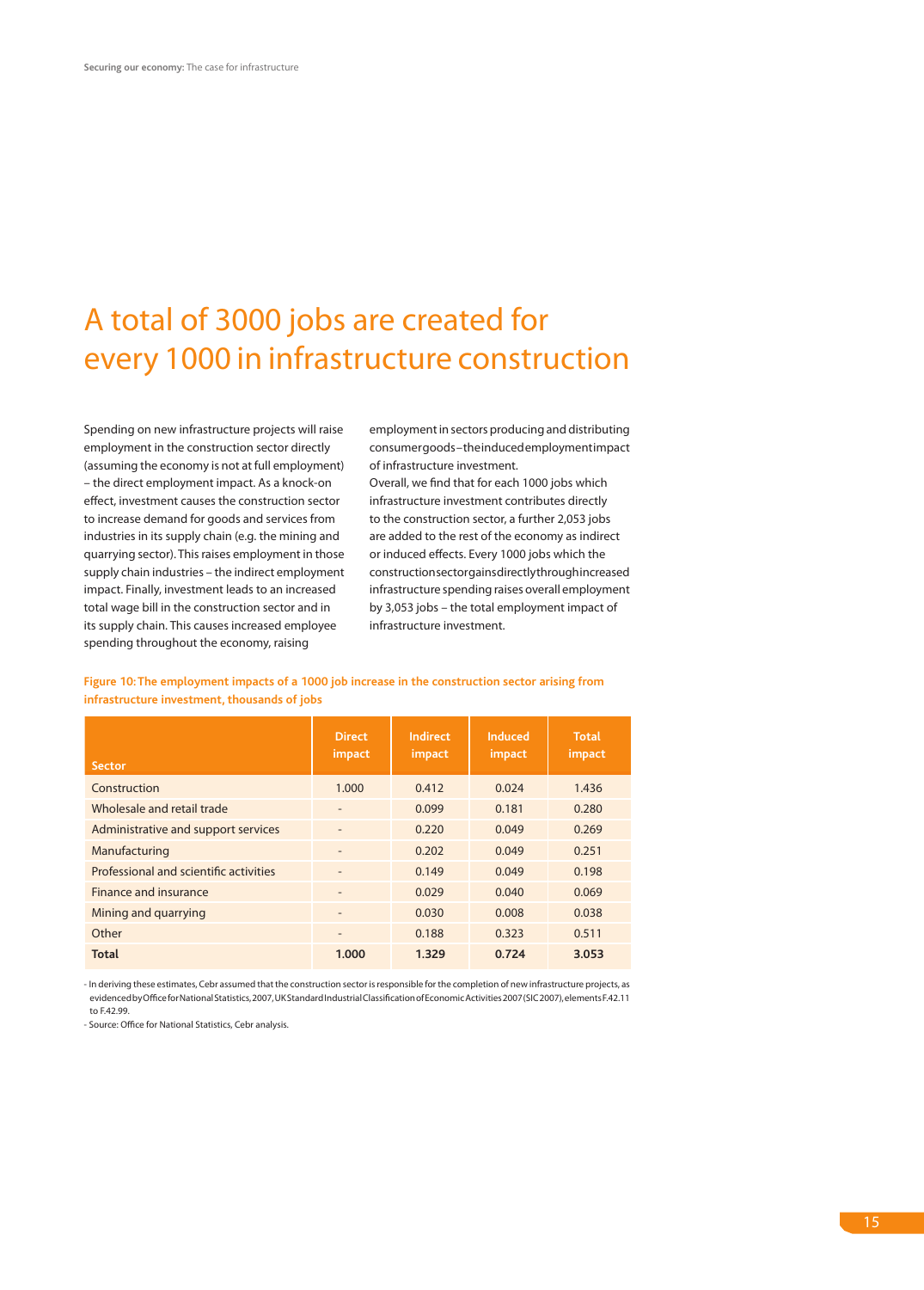# A total of 3000 jobs are created for every 1000 in infrastructure construction

Spending on new infrastructure projects will raise employment in the construction sector directly (assuming the economy is not at full employment) – the direct employment impact. As a knock-on effect, investment causes the construction sector to increase demand for goods and services from industries in its supply chain (e.g. the mining and quarrying sector). This raises employment in those supply chain industries – the indirect employment impact. Finally, investment leads to an increased total wage bill in the construction sector and in its supply chain. This causes increased employee spending throughout the economy, raising employment in sectors producing and distributing consumer goods – the induced employment impact of infrastructure investment.

Overall, we find that for each 1000 jobs which infrastructure investment contributes directly to the construction sector, a further 2,053 jobs are added to the rest of the economy as indirect or induced effects. Every 1000 jobs which the construction sector gains directly through increased infrastructure spending raises overall employment by 3,053 jobs – the total employment impact of infrastructure investment.

**Figure 10: The employment impacts of a 1000 job increase in the construction sector arising from infrastructure investment, thousands of jobs**

| Sector | Direct impact | Indirect impact | Induced impact | Total impact |
|---|---|---|---|---|
| Construction | 1.000 | 0.412 | 0.024 | 1.436 |
| Wholesale and retail trade | - | 0.099 | 0.181 | 0.280 |
| Administrative and support services | - | 0.220 | 0.049 | 0.269 |
| Manufacturing | - | 0.202 | 0.049 | 0.251 |
| Professional and scientific activities | - | 0.149 | 0.049 | 0.198 |
| Finance and insurance | - | 0.029 | 0.040 | 0.069 |
| Mining and quarrying | - | 0.030 | 0.008 | 0.038 |
| Other | - | 0.188 | 0.323 | 0.511 |
| **Total** | **1.000** | **1.329** | **0.724** | **3.053** |

- In deriving these estimates, Cebr assumed that the construction sector is responsible for the completion of new infrastructure projects, as evidenced by Office for National Statistics, 2007, UK Standard Industrial Classification of Economic Activities 2007 (SIC 2007), elements F.42.11 to F.42.99.
- Source: Office for National Statistics, Cebr analysis.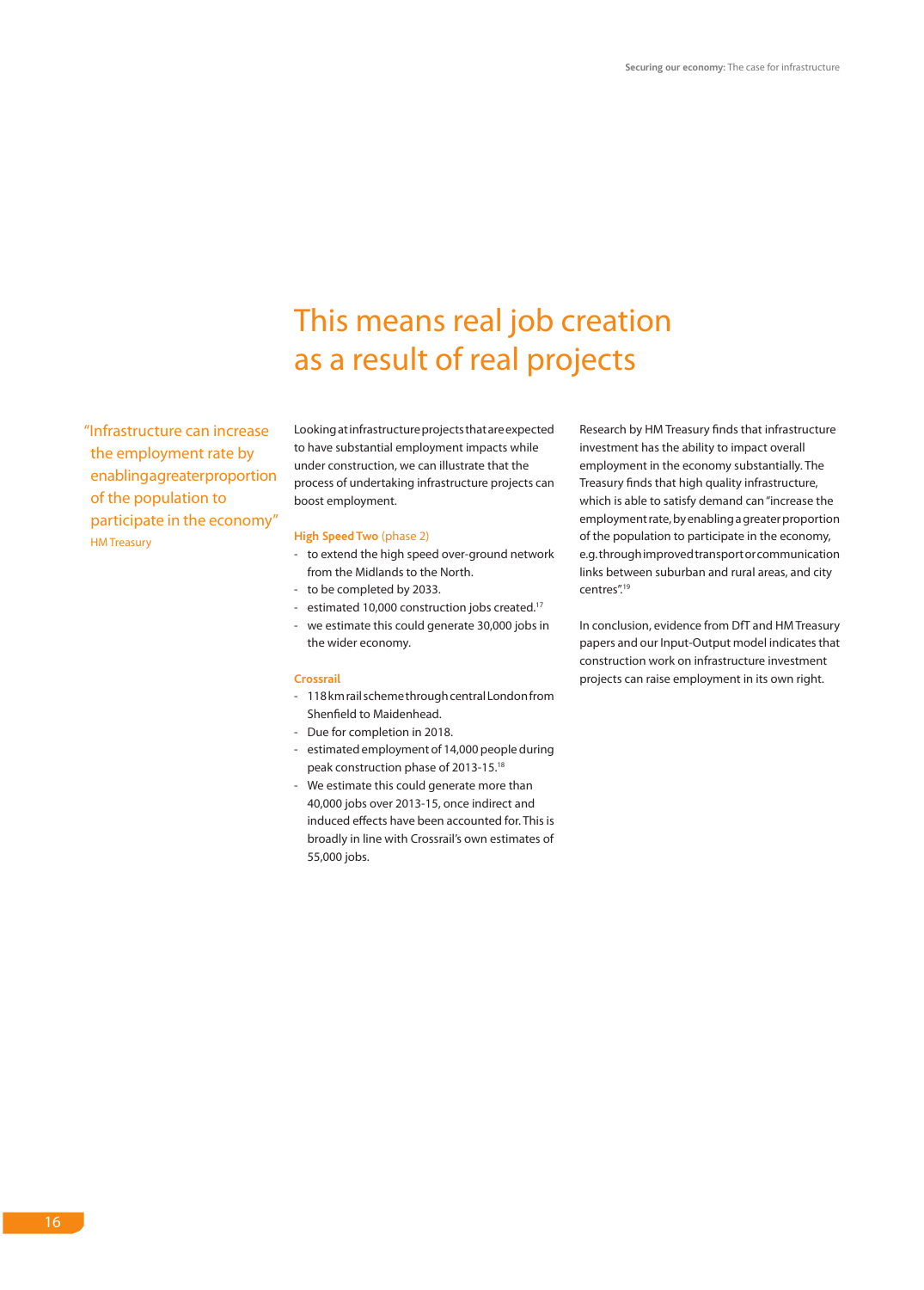# This means real job creation as a result of real projects

> "Infrastructure can increase the employment rate by enabling a greater proportion of the population to participate in the economy"
> HM Treasury

Looking at infrastructure projects that are expected to have substantial employment impacts while under construction, we can illustrate that the process of undertaking infrastructure projects can boost employment.

**High Speed Two** (phase 2)

- to extend the high speed over-ground network from the Midlands to the North.
- to be completed by 2033.
- estimated 10,000 construction jobs created.[17]
- we estimate this could generate 30,000 jobs in the wider economy.

**Crossrail**

- 118 km rail scheme through central London from Shenfield to Maidenhead.
- Due for completion in 2018.
- estimated employment of 14,000 people during peak construction phase of 2013-15.[18]
- We estimate this could generate more than 40,000 jobs over 2013-15, once indirect and induced effects have been accounted for. This is broadly in line with Crossrail's own estimates of 55,000 jobs.

Research by HM Treasury finds that infrastructure investment has the ability to impact overall employment in the economy substantially. The Treasury finds that high quality infrastructure, which is able to satisfy demand can "increase the employment rate, by enabling a greater proportion of the population to participate in the economy, e.g. through improved transport or communication links between suburban and rural areas, and city centres".[19]

In conclusion, evidence from DfT and HM Treasury papers and our Input-Output model indicates that construction work on infrastructure investment projects can raise employment in its own right.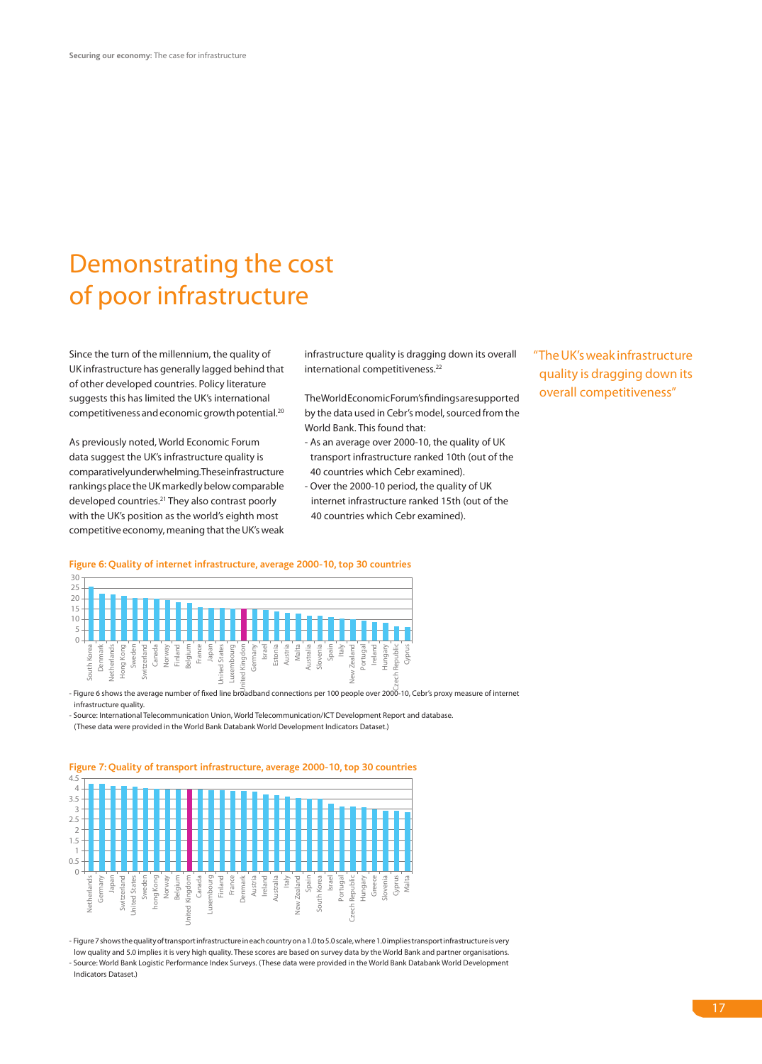# Demonstrating the cost of poor infrastructure

Since the turn of the millennium, the quality of UK infrastructure has generally lagged behind that of other developed countries. Policy literature suggests this has limited the UK's international competitiveness and economic growth potential.[20]

As previously noted, World Economic Forum data suggest the UK's infrastructure quality is comparatively underwhelming. These infrastructure rankings place the UK markedly below comparable developed countries.[21] They also contrast poorly with the UK's position as the world's eighth most competitive economy, meaning that the UK's weak infrastructure quality is dragging down its overall international competitiveness.[22]

The World Economic Forum's findings are supported by the data used in Cebr's model, sourced from the World Bank. This found that:

- As an average over 2000-10, the quality of UK transport infrastructure ranked 10th (out of the 40 countries which Cebr examined).
- Over the 2000-10 period, the quality of UK internet infrastructure ranked 15th (out of the 40 countries which Cebr examined).

"The UK's weak infrastructure quality is dragging down its overall competitiveness"

**Figure 6: Quality of internet infrastructure, average 2000-10, top 30 countries**

Countries shown (in descending order): South Korea, Denmark, Netherlands, Hong Kong, Sweden, Switzerland, Canada, Norway, Finland, Belgium, France, Japan, United States, Luxembourg, United Kingdom, Germany, Israel, Estonia, Austria, Malta, Australia, Slovenia, Spain, Italy, New Zealand, Portugal, Ireland, Hungary, Czech Republic, Cyprus

- Figure 6 shows the average number of fixed line broadband connections per 100 people over 2000-10, Cebr's proxy measure of internet infrastructure quality.
- Source: International Telecommunication Union, World Telecommunication/ICT Development Report and database. (These data were provided in the World Bank Databank World Development Indicators Dataset.)

**Figure 7: Quality of transport infrastructure, average 2000-10, top 30 countries**

Countries shown (in descending order): Netherlands, Germany, Japan, Switzerland, United States, Sweden, hong Kong, Norway, Belgium, United Kingdom, Canada, Luxembourg, Finland, France, Denmark, Austria, Ireland, Australia, Italy, New Zealand, Spain, South Korea, Israel, Portugal, Czech Republic, Hungary, Greece, Slovenia, Cyprus, Malta

- Figure 7 shows the quality of transport infrastructure in each country on a 1.0 to 5.0 scale, where 1.0 implies transport infrastructure is very low quality and 5.0 implies it is very high quality. These scores are based on survey data by the World Bank and partner organisations.
- Source: World Bank Logistic Performance Index Surveys. (These data were provided in the World Bank Databank World Development Indicators Dataset.)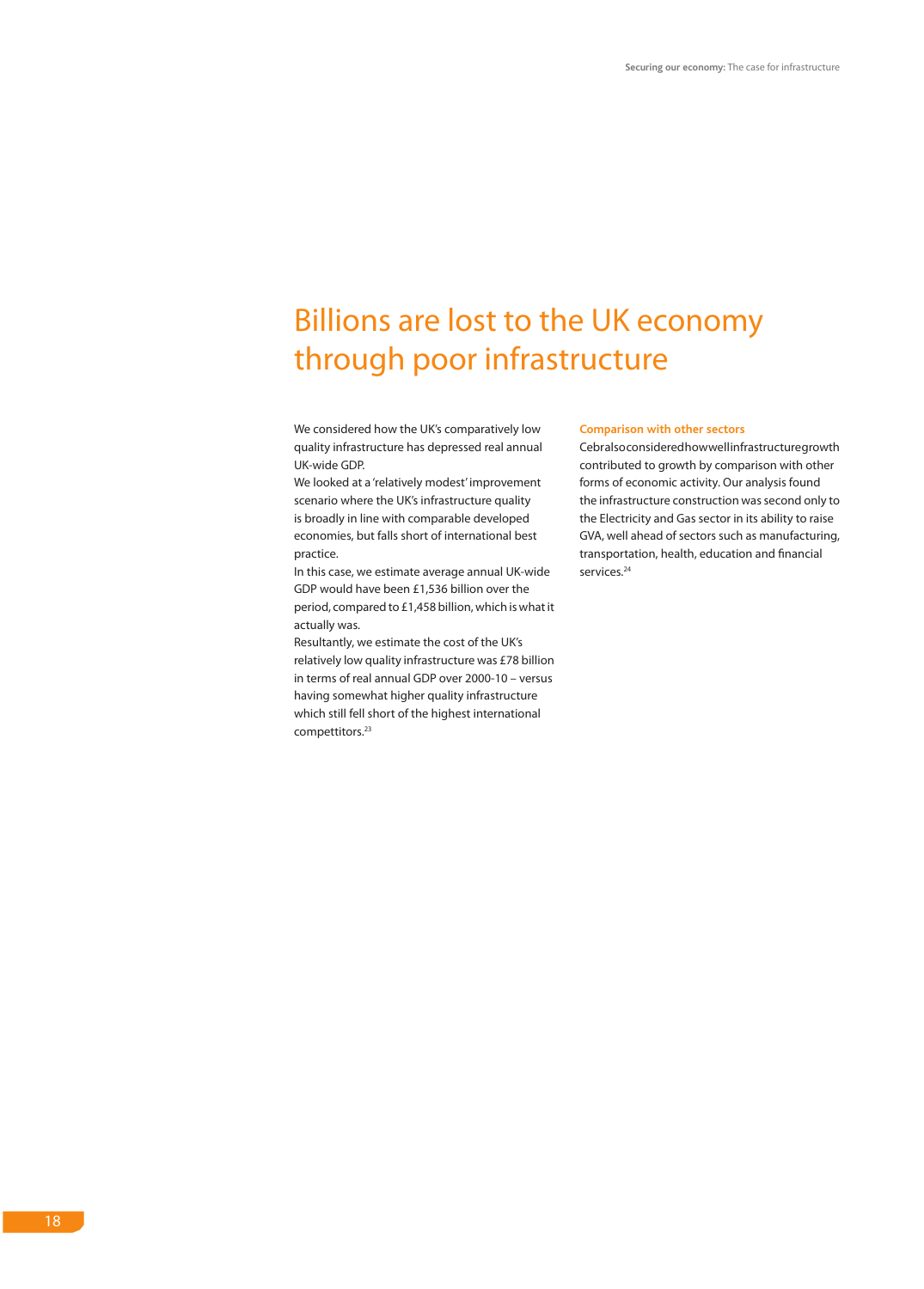# Billions are lost to the UK economy through poor infrastructure

We considered how the UK's comparatively low quality infrastructure has depressed real annual UK-wide GDP.

We looked at a 'relatively modest' improvement scenario where the UK's infrastructure quality is broadly in line with comparable developed economies, but falls short of international best practice.

In this case, we estimate average annual UK-wide GDP would have been £1,536 billion over the period, compared to £1,458 billion, which is what it actually was.

Resultantly, we estimate the cost of the UK's relatively low quality infrastructure was £78 billion in terms of real annual GDP over 2000-10 – versus having somewhat higher quality infrastructure which still fell short of the highest international compettitors.[23]

### Comparison with other sectors

Cebralsoconsideredhowwellinfrastructuregrowth contributed to growth by comparison with other forms of economic activity. Our analysis found the infrastructure construction was second only to the Electricity and Gas sector in its ability to raise GVA, well ahead of sectors such as manufacturing, transportation, health, education and financial services.[24]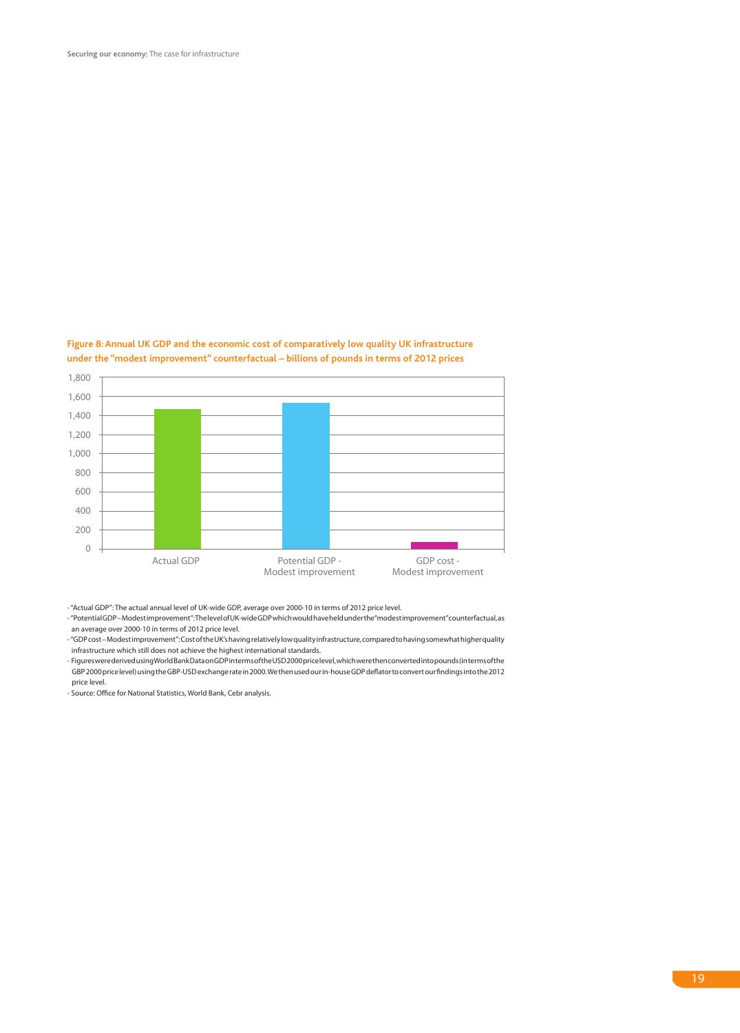**Figure 8: Annual UK GDP and the economic cost of comparatively low quality UK infrastructure under the "modest improvement" counterfactual – billions of pounds in terms of 2012 prices**

- "Actual GDP": The actual annual level of UK-wide GDP, average over 2000-10 in terms of 2012 price level.
- "Potential GDP – Modest improvement": The level of UK-wide GDP which would have held under the "modest improvement" counterfactual, as an average over 2000-10 in terms of 2012 price level.
- "GDP cost – Modest improvement": Cost of the UK's having relatively low quality infrastructure, compared to having somewhat higher quality infrastructure which still does not achieve the highest international standards.
- Figures were derived using World Bank Data on GDP in terms of the USD 2000 price level, which were then converted into pounds (in terms of the GBP 2000 price level) using the GBP-USD exchange rate in 2000. We then used our in-house GDP deflator to convert our findings into the 2012 price level.
- Source: Office for National Statistics, World Bank, Cebr analysis.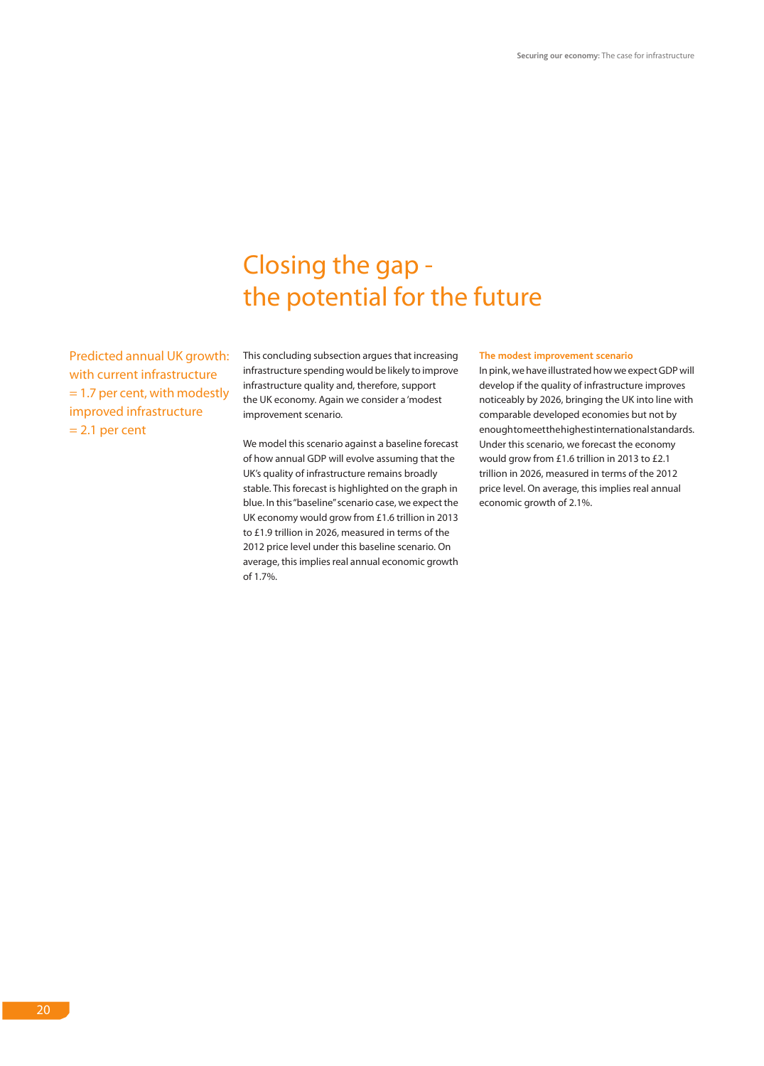# Closing the gap - the potential for the future

Predicted annual UK growth: with current infrastructure = 1.7 per cent, with modestly improved infrastructure = 2.1 per cent

This concluding subsection argues that increasing infrastructure spending would be likely to improve infrastructure quality and, therefore, support the UK economy. Again we consider a 'modest improvement scenario.

We model this scenario against a baseline forecast of how annual GDP will evolve assuming that the UK's quality of infrastructure remains broadly stable. This forecast is highlighted on the graph in blue. In this "baseline" scenario case, we expect the UK economy would grow from £1.6 trillion in 2013 to £1.9 trillion in 2026, measured in terms of the 2012 price level under this baseline scenario. On average, this implies real annual economic growth of 1.7%.

**The modest improvement scenario**

In pink, we have illustrated how we expect GDP will develop if the quality of infrastructure improves noticeably by 2026, bringing the UK into line with comparable developed economies but not by enough to meet the highest international standards. Under this scenario, we forecast the economy would grow from £1.6 trillion in 2013 to £2.1 trillion in 2026, measured in terms of the 2012 price level. On average, this implies real annual economic growth of 2.1%.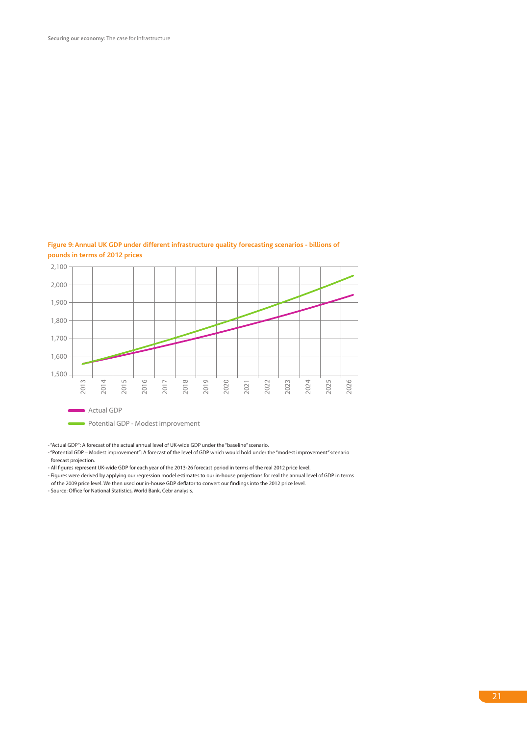**Figure 9: Annual UK GDP under different infrastructure quality forecasting scenarios - billions of pounds in terms of 2012 prices**

- "Actual GDP": A forecast of the actual annual level of UK-wide GDP under the "baseline" scenario.
- "Potential GDP – Modest improvement": A forecast of the level of GDP which would hold under the "modest improvement" scenario forecast projection.
- All figures represent UK-wide GDP for each year of the 2013-26 forecast period in terms of the real 2012 price level.
- Figures were derived by applying our regression model estimates to our in-house projections for real the annual level of GDP in terms of the 2009 price level. We then used our in-house GDP deflator to convert our findings into the 2012 price level.
- Source: Office for National Statistics, World Bank, Cebr analysis.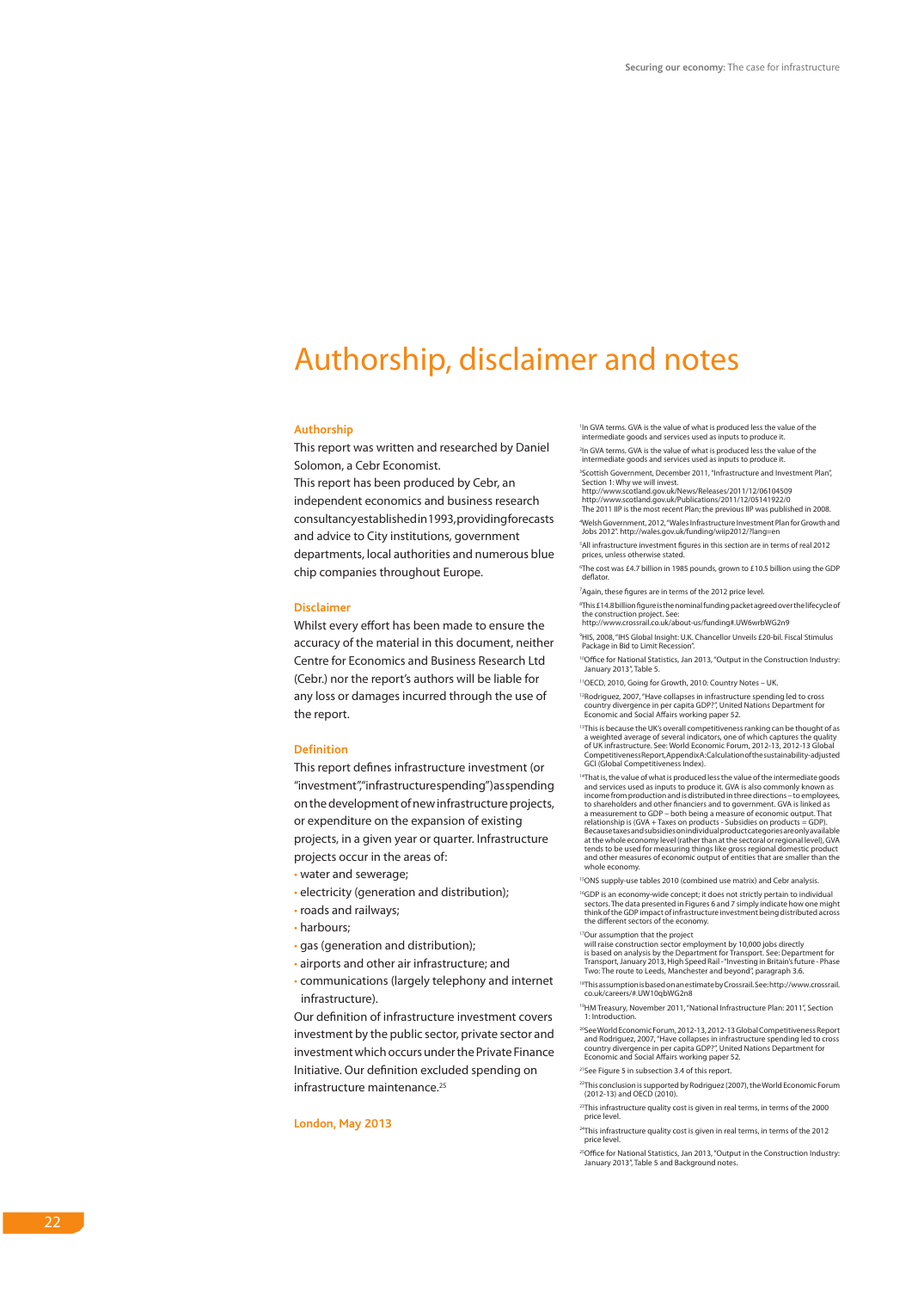# Authorship, disclaimer and notes

## Authorship

This report was written and researched by Daniel Solomon, a Cebr Economist.

This report has been produced by Cebr, an independent economics and business research consultancy established in 1993, providing forecasts and advice to City institutions, government departments, local authorities and numerous blue chip companies throughout Europe.

## Disclaimer

Whilst every effort has been made to ensure the accuracy of the material in this document, neither Centre for Economics and Business Research Ltd (Cebr.) nor the report's authors will be liable for any loss or damages incurred through the use of the report.

## Definition

This report defines infrastructure investment (or "investment","infrastructure spending") as spending on the development of new infrastructure projects, or expenditure on the expansion of existing projects, in a given year or quarter. Infrastructure projects occur in the areas of:

- water and sewerage;
- electricity (generation and distribution);
- roads and railways;
- harbours;
- gas (generation and distribution);
- airports and other air infrastructure; and
- communications (largely telephony and internet infrastructure).

Our definition of infrastructure investment covers investment by the public sector, private sector and investment which occurs under the Private Finance Initiative. Our definition excluded spending on infrastructure maintenance.[25]

**London, May 2013**

[1] In GVA terms. GVA is the value of what is produced less the value of the intermediate goods and services used as inputs to produce it.

[2] In GVA terms. GVA is the value of what is produced less the value of the intermediate goods and services used as inputs to produce it.

[3] Scottish Government, December 2011, "Infrastructure and Investment Plan", Section 1: Why we will invest. http://www.scotland.gov.uk/News/Releases/2011/12/06104509 http://www.scotland.gov.uk/Publications/2011/12/05141922/0 The 2011 IIP is the most recent Plan; the previous IIP was published in 2008.

[4] Welsh Government, 2012, "Wales Infrastructure Investment Plan for Growth and Jobs 2012". http://wales.gov.uk/funding/wiip2012/?lang=en

[5] All infrastructure investment figures in this section are in terms of real 2012 prices, unless otherwise stated.

[6] The cost was £4.7 billion in 1985 pounds, grown to £10.5 billion using the GDP deflator.

[7] Again, these figures are in terms of the 2012 price level.

[8] This £14.8 billion figure is the nominal funding packet agreed over the lifecycle of the construction project. See: http://www.crossrail.co.uk/about-us/funding#.UW6wrbWG2n9

[9] HIS, 2008, "IHS Global Insight: U.K. Chancellor Unveils £20-bil. Fiscal Stimulus Package in Bid to Limit Recession".

[10] Office for National Statistics, Jan 2013, "Output in the Construction Industry: January 2013", Table 5.

[11] OECD, 2010, Going for Growth, 2010: Country Notes – UK.

[12] Rodriguez, 2007, "Have collapses in infrastructure spending led to cross country divergence in per capita GDP?", United Nations Department for Economic and Social Affairs working paper 52.

[13] This is because the UK's overall competitiveness ranking can be thought of as a weighted average of several indicators, one of which captures the quality of UK infrastructure. See: World Economic Forum, 2012-13, 2012-13 Global Competitiveness Report, Appendix A: Calculation of the sustainability-adjusted GCI (Global Competitiveness Index).

[14] That is, the value of what is produced less the value of the intermediate goods and services used as inputs to produce it. GVA is also commonly known as income from production and is distributed in three directions – to employees, to shareholders and other financiers and to government. GVA is linked as a measurement to GDP – both being a measure of economic output. That relationship is (GVA + Taxes on products - Subsidies on products = GDP). Because taxes and subsidies on individual product categories are only available at the whole economy level (rather than at the sectoral or regional level), GVA tends to be used for measuring things like gross regional domestic product and other measures of economic output of entities that are smaller than the whole economy.

[15] ONS supply-use tables 2010 (combined use matrix) and Cebr analysis.

[16] GDP is an economy-wide concept; it does not strictly pertain to individual sectors. The data presented in Figures 6 and 7 simply indicate how one might think of the GDP impact of infrastructure investment being distributed across the different sectors of the economy.

[17] Our assumption that the project will raise construction sector employment by 10,000 jobs directly is based on analysis by the Department for Transport. See: Department for Transport, January 2013, High Speed Rail - "Investing in Britain's future - Phase Two: The route to Leeds, Manchester and beyond", paragraph 3.6.

[18] This assumption is based on an estimate by Crossrail. See: http://www.crossrail.co.uk/careers/#.UW10qbWG2n8

[19] HM Treasury, November 2011, "National Infrastructure Plan: 2011", Section 1: Introduction.

[20] See World Economic Forum, 2012-13, 2012-13 Global Competitiveness Report and Rodriguez, 2007, "Have collapses in infrastructure spending led to cross country divergence in per capita GDP?", United Nations Department for Economic and Social Affairs working paper 52.

[21] See Figure 5 in subsection 3.4 of this report.

[22] This conclusion is supported by Rodriguez (2007), the World Economic Forum (2012-13) and OECD (2010).

[23] This infrastructure quality cost is given in real terms, in terms of the 2000 price level.

[24] This infrastructure quality cost is given in real terms, in terms of the 2012 price level.

[25] Office for National Statistics, Jan 2013, "Output in the Construction Industry: January 2013", Table 5 and Background notes.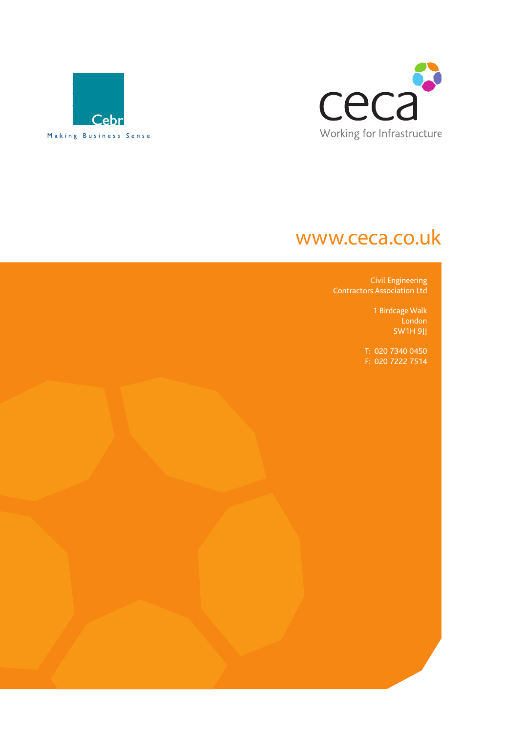Cebr

Making Business Sense

ceca

Working for Infrastructure

www.ceca.co.uk

Civil Engineering
Contractors Association Ltd

1 Birdcage Walk
London
SW1H 9JJ

T: 020 7340 0450
F: 020 7222 7514